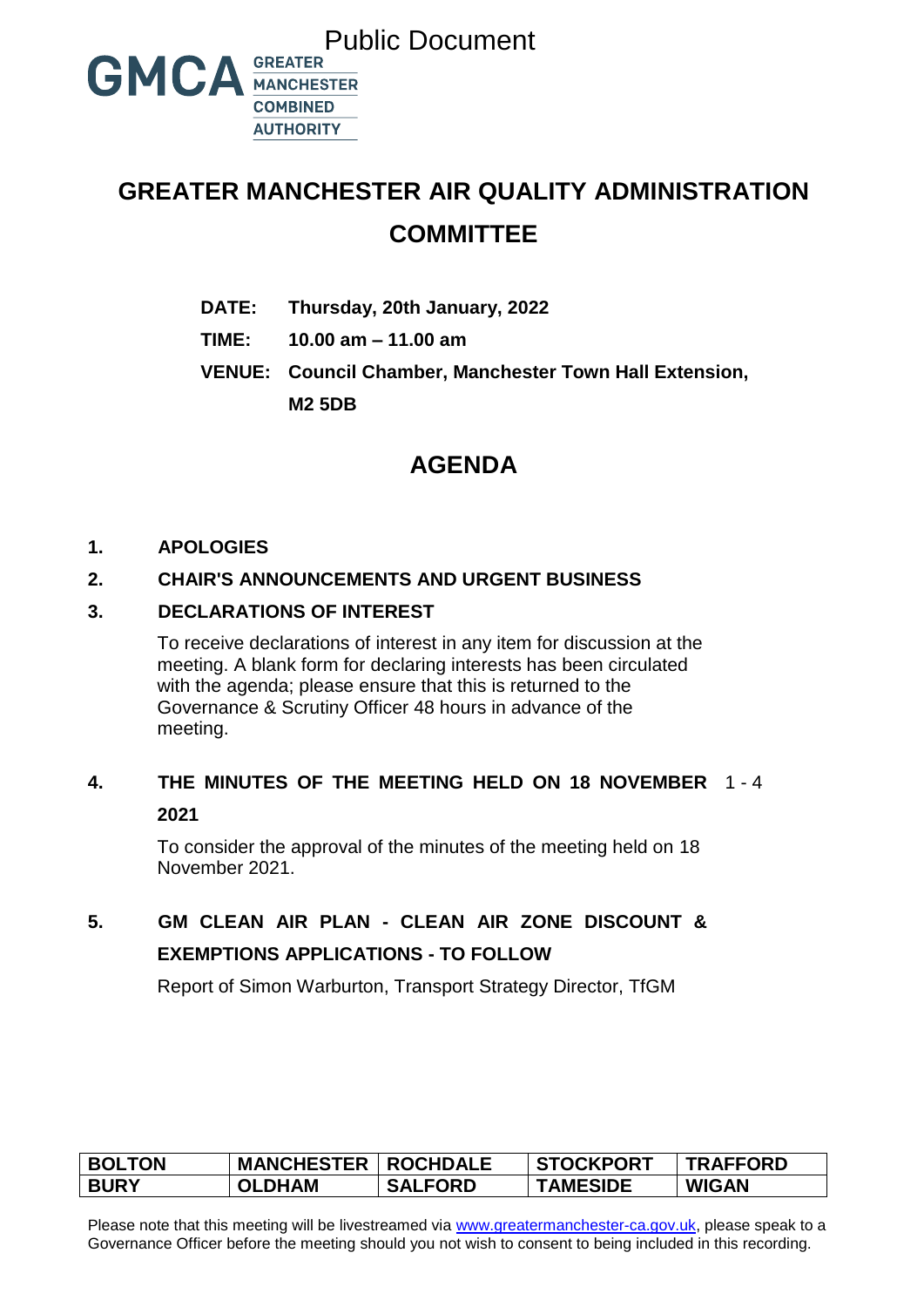Public Document

GMCA GREATER MANCHESTER COMBINED AUTHORITY

# GREATER MANCHESTER AIR QUALITY ADMINISTRATION COMMITTEE

**DATE:** **Thursday, 20th January, 2022**

**TIME:** **10.00 am – 11.00 am**

**VENUE:** **Council Chamber, Manchester Town Hall Extension, M2 5DB**

# AGENDA

**1. APOLOGIES**

**2. CHAIR'S ANNOUNCEMENTS AND URGENT BUSINESS**

**3. DECLARATIONS OF INTEREST**

To receive declarations of interest in any item for discussion at the meeting. A blank form for declaring interests has been circulated with the agenda; please ensure that this is returned to the Governance & Scrutiny Officer 48 hours in advance of the meeting.

**4. THE MINUTES OF THE MEETING HELD ON 18 NOVEMBER 2021** 1 - 4

To consider the approval of the minutes of the meeting held on 18 November 2021.

**5. GM CLEAN AIR PLAN - CLEAN AIR ZONE DISCOUNT & EXEMPTIONS APPLICATIONS - TO FOLLOW**

Report of Simon Warburton, Transport Strategy Director, TfGM

| BOLTON | MANCHESTER | ROCHDALE | STOCKPORT | TRAFFORD |
| --- | --- | --- | --- | --- |
| BURY | OLDHAM | SALFORD | TAMESIDE | WIGAN |

Please note that this meeting will be livestreamed via www.greatermanchester-ca.gov.uk, please speak to a Governance Officer before the meeting should you not wish to consent to being included in this recording.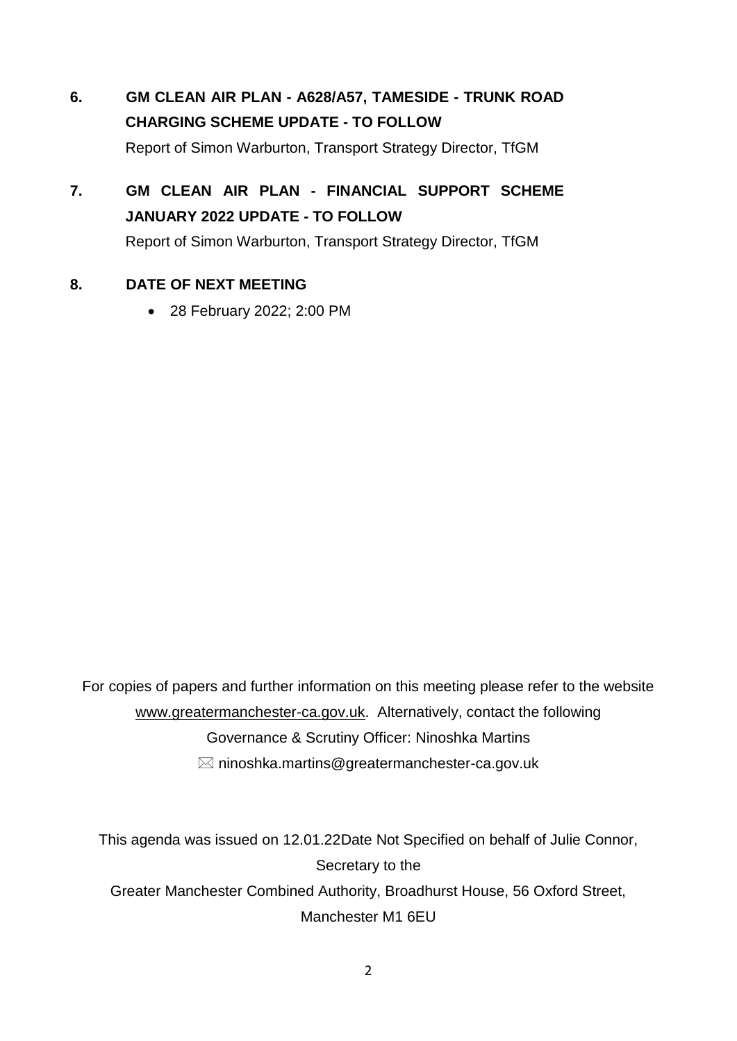**6. GM CLEAN AIR PLAN - A628/A57, TAMESIDE - TRUNK ROAD CHARGING SCHEME UPDATE - TO FOLLOW**

Report of Simon Warburton, Transport Strategy Director, TfGM

**7. GM CLEAN AIR PLAN - FINANCIAL SUPPORT SCHEME JANUARY 2022 UPDATE - TO FOLLOW**

Report of Simon Warburton, Transport Strategy Director, TfGM

**8. DATE OF NEXT MEETING**

- 28 February 2022; 2:00 PM

For copies of papers and further information on this meeting please refer to the website www.greatermanchester-ca.gov.uk. Alternatively, contact the following Governance & Scrutiny Officer: Ninoshka Martins
✉ ninoshka.martins@greatermanchester-ca.gov.uk

This agenda was issued on 12.01.22Date Not Specified on behalf of Julie Connor, Secretary to the Greater Manchester Combined Authority, Broadhurst House, 56 Oxford Street, Manchester M1 6EU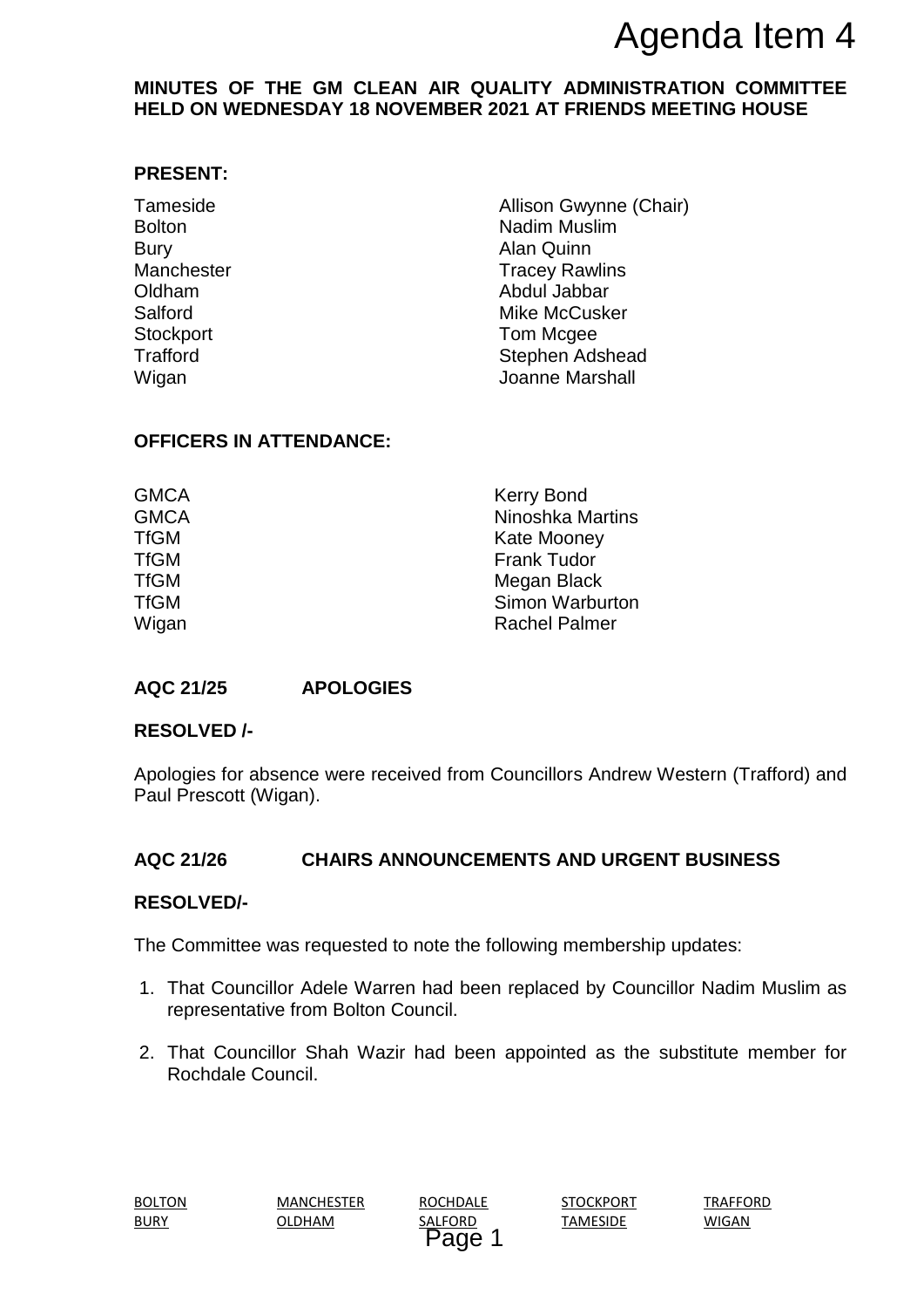# Agenda Item 4

**MINUTES OF THE GM CLEAN AIR QUALITY ADMINISTRATION COMMITTEE HELD ON WEDNESDAY 18 NOVEMBER 2021 AT FRIENDS MEETING HOUSE**

**PRESENT:**

| | |
|---|---|
| Tameside | Allison Gwynne (Chair) |
| Bolton | Nadim Muslim |
| Bury | Alan Quinn |
| Manchester | Tracey Rawlins |
| Oldham | Abdul Jabbar |
| Salford | Mike McCusker |
| Stockport | Tom Mcgee |
| Trafford | Stephen Adshead |
| Wigan | Joanne Marshall |

**OFFICERS IN ATTENDANCE:**

| | |
|---|---|
| GMCA | Kerry Bond |
| GMCA | Ninoshka Martins |
| TfGM | Kate Mooney |
| TfGM | Frank Tudor |
| TfGM | Megan Black |
| TfGM | Simon Warburton |
| Wigan | Rachel Palmer |

**AQC 21/25 APOLOGIES**

**RESOLVED /-**

Apologies for absence were received from Councillors Andrew Western (Trafford) and Paul Prescott (Wigan).

**AQC 21/26 CHAIRS ANNOUNCEMENTS AND URGENT BUSINESS**

**RESOLVED/-**

The Committee was requested to note the following membership updates:

1. That Councillor Adele Warren had been replaced by Councillor Nadim Muslim as representative from Bolton Council.
2. That Councillor Shah Wazir had been appointed as the substitute member for Rochdale Council.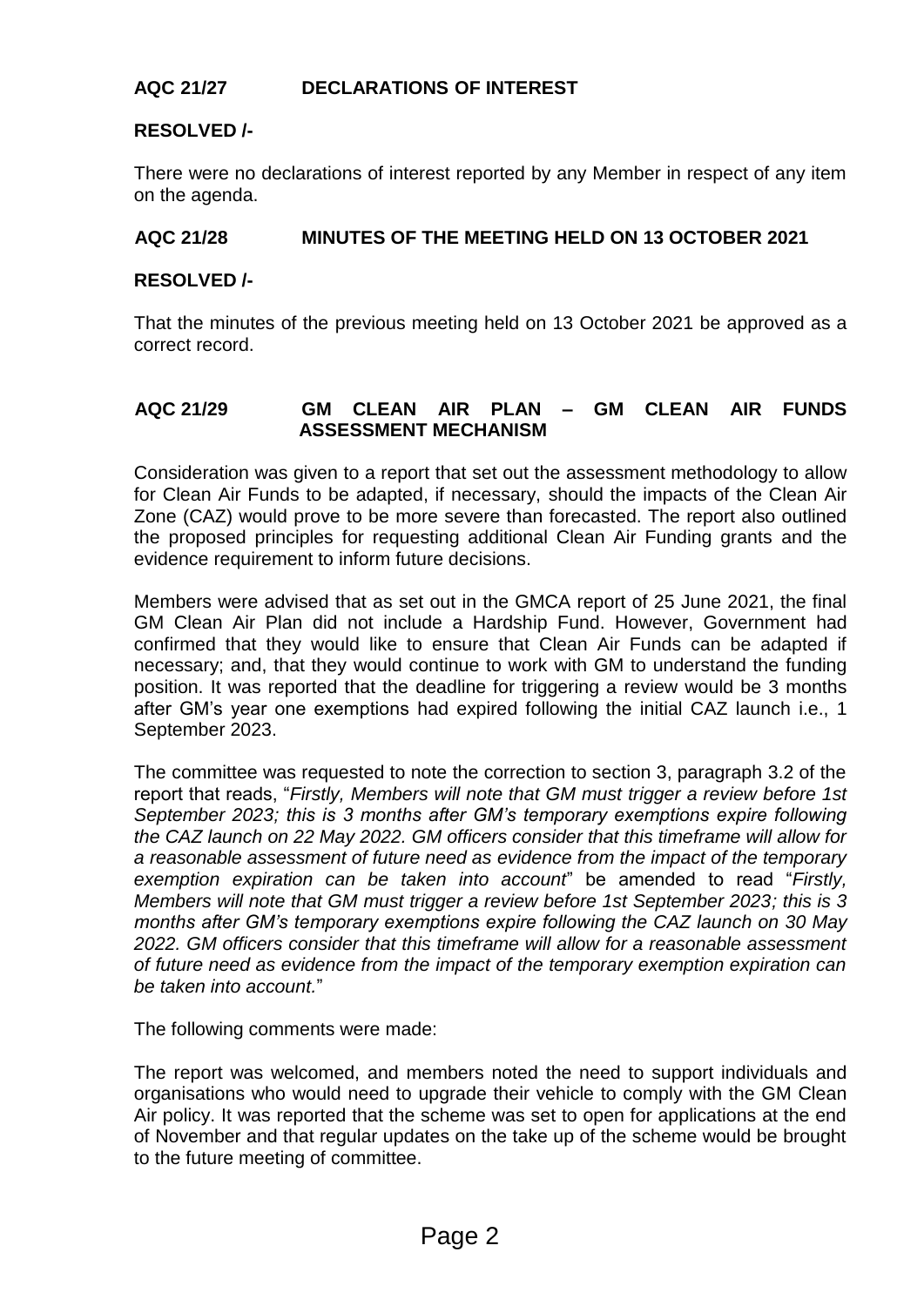## AQC 21/27 DECLARATIONS OF INTEREST

**RESOLVED /-**

There were no declarations of interest reported by any Member in respect of any item on the agenda.

## AQC 21/28 MINUTES OF THE MEETING HELD ON 13 OCTOBER 2021

**RESOLVED /-**

That the minutes of the previous meeting held on 13 October 2021 be approved as a correct record.

## AQC 21/29 GM CLEAN AIR PLAN – GM CLEAN AIR FUNDS ASSESSMENT MECHANISM

Consideration was given to a report that set out the assessment methodology to allow for Clean Air Funds to be adapted, if necessary, should the impacts of the Clean Air Zone (CAZ) would prove to be more severe than forecasted. The report also outlined the proposed principles for requesting additional Clean Air Funding grants and the evidence requirement to inform future decisions.

Members were advised that as set out in the GMCA report of 25 June 2021, the final GM Clean Air Plan did not include a Hardship Fund. However, Government had confirmed that they would like to ensure that Clean Air Funds can be adapted if necessary; and, that they would continue to work with GM to understand the funding position. It was reported that the deadline for triggering a review would be 3 months after GM's year one exemptions had expired following the initial CAZ launch i.e., 1 September 2023.

The committee was requested to note the correction to section 3, paragraph 3.2 of the report that reads, "*Firstly, Members will note that GM must trigger a review before 1st September 2023; this is 3 months after GM's temporary exemptions expire following the CAZ launch on 22 May 2022. GM officers consider that this timeframe will allow for a reasonable assessment of future need as evidence from the impact of the temporary exemption expiration can be taken into account*" be amended to read "*Firstly, Members will note that GM must trigger a review before 1st September 2023; this is 3 months after GM's temporary exemptions expire following the CAZ launch on 30 May 2022. GM officers consider that this timeframe will allow for a reasonable assessment of future need as evidence from the impact of the temporary exemption expiration can be taken into account.*"

The following comments were made:

The report was welcomed, and members noted the need to support individuals and organisations who would need to upgrade their vehicle to comply with the GM Clean Air policy. It was reported that the scheme was set to open for applications at the end of November and that regular updates on the take up of the scheme would be brought to the future meeting of committee.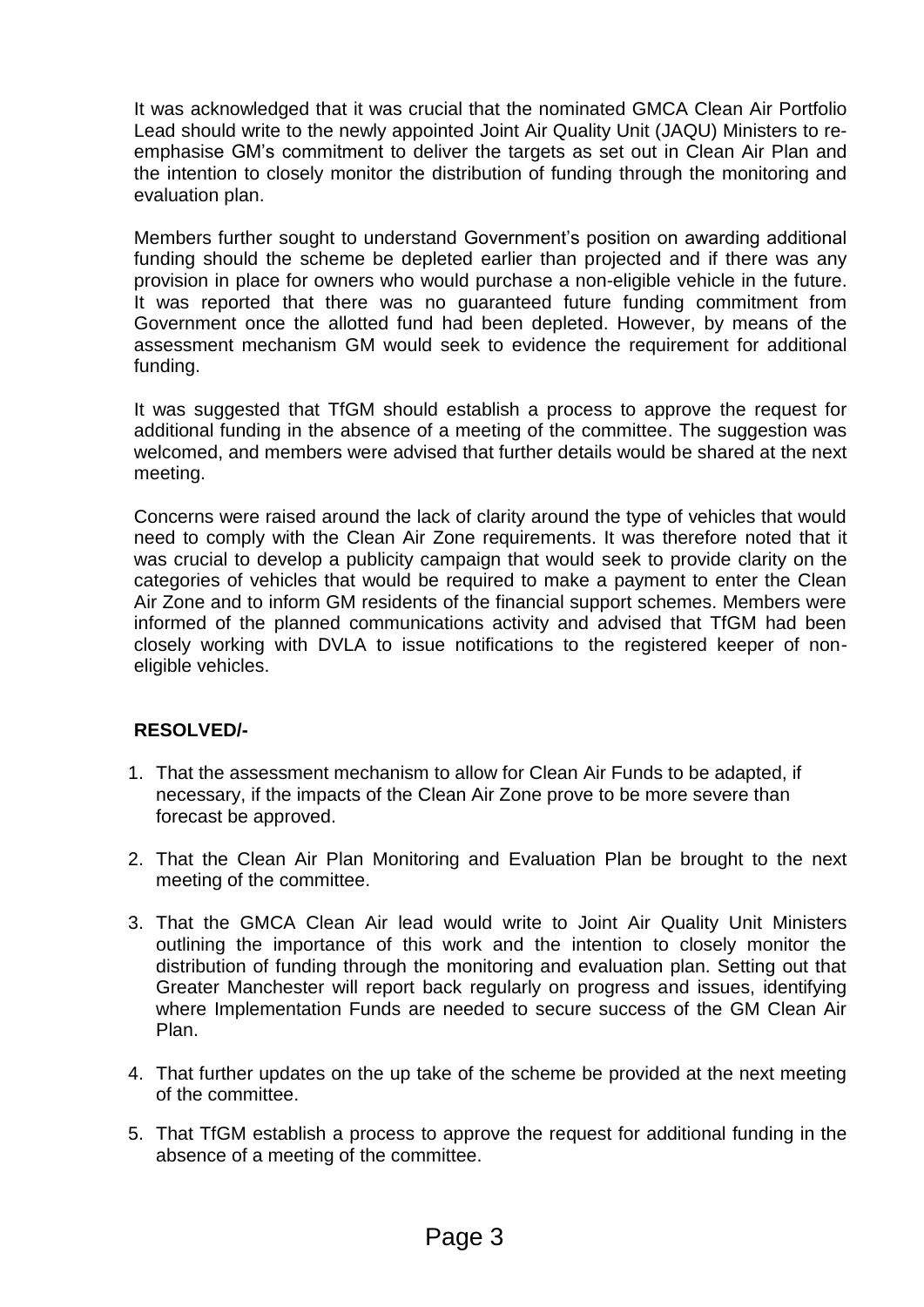It was acknowledged that it was crucial that the nominated GMCA Clean Air Portfolio Lead should write to the newly appointed Joint Air Quality Unit (JAQU) Ministers to re-emphasise GM's commitment to deliver the targets as set out in Clean Air Plan and the intention to closely monitor the distribution of funding through the monitoring and evaluation plan.

Members further sought to understand Government's position on awarding additional funding should the scheme be depleted earlier than projected and if there was any provision in place for owners who would purchase a non-eligible vehicle in the future. It was reported that there was no guaranteed future funding commitment from Government once the allotted fund had been depleted. However, by means of the assessment mechanism GM would seek to evidence the requirement for additional funding.

It was suggested that TfGM should establish a process to approve the request for additional funding in the absence of a meeting of the committee. The suggestion was welcomed, and members were advised that further details would be shared at the next meeting.

Concerns were raised around the lack of clarity around the type of vehicles that would need to comply with the Clean Air Zone requirements. It was therefore noted that it was crucial to develop a publicity campaign that would seek to provide clarity on the categories of vehicles that would be required to make a payment to enter the Clean Air Zone and to inform GM residents of the financial support schemes. Members were informed of the planned communications activity and advised that TfGM had been closely working with DVLA to issue notifications to the registered keeper of non-eligible vehicles.

**RESOLVED/-**

1. That the assessment mechanism to allow for Clean Air Funds to be adapted, if necessary, if the impacts of the Clean Air Zone prove to be more severe than forecast be approved.
2. That the Clean Air Plan Monitoring and Evaluation Plan be brought to the next meeting of the committee.
3. That the GMCA Clean Air lead would write to Joint Air Quality Unit Ministers outlining the importance of this work and the intention to closely monitor the distribution of funding through the monitoring and evaluation plan. Setting out that Greater Manchester will report back regularly on progress and issues, identifying where Implementation Funds are needed to secure success of the GM Clean Air Plan.
4. That further updates on the up take of the scheme be provided at the next meeting of the committee.
5. That TfGM establish a process to approve the request for additional funding in the absence of a meeting of the committee.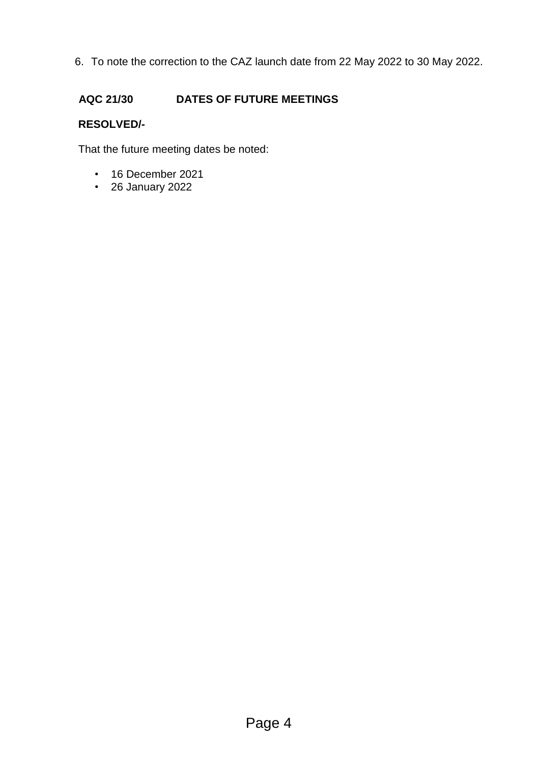6. To note the correction to the CAZ launch date from 22 May 2022 to 30 May 2022.

**AQC 21/30 DATES OF FUTURE MEETINGS**

**RESOLVED/-**

That the future meeting dates be noted:

- 16 December 2021
- 26 January 2022